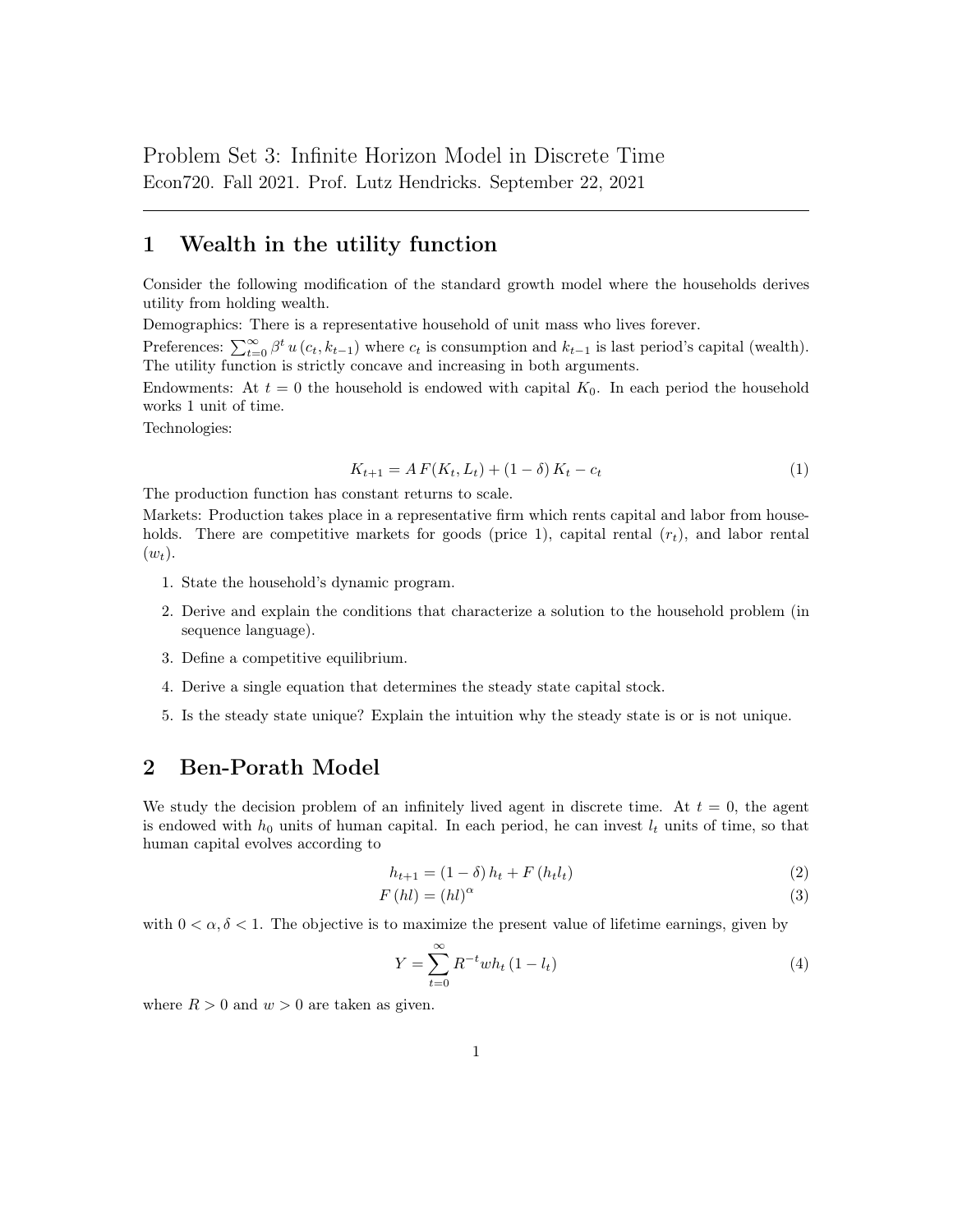Problem Set 3: Infinite Horizon Model in Discrete Time

Econ720. Fall 2021. Prof. Lutz Hendricks. September 22, 2021

---

# 1 Wealth in the utility function

Consider the following modification of the standard growth model where the households derives utility from holding wealth.

Demographics: There is a representative household of unit mass who lives forever.

Preferences: $\sum_{t=0}^{\infty} \beta^t u(c_t, k_{t-1})$ where $c_t$ is consumption and $k_{t-1}$ is last period's capital (wealth). The utility function is strictly concave and increasing in both arguments.

Endowments: At $t = 0$ the household is endowed with capital $K_0$. In each period the household works 1 unit of time.

Technologies:

$$K_{t+1} = A\,F(K_t, L_t) + (1-\delta)\,K_t - c_t \tag{1}$$

The production function has constant returns to scale.

Markets: Production takes place in a representative firm which rents capital and labor from households. There are competitive markets for goods (price 1), capital rental ($r_t$), and labor rental ($w_t$).

1. State the household's dynamic program.
2. Derive and explain the conditions that characterize a solution to the household problem (in sequence language).
3. Define a competitive equilibrium.
4. Derive a single equation that determines the steady state capital stock.
5. Is the steady state unique? Explain the intuition why the steady state is or is not unique.

# 2 Ben-Porath Model

We study the decision problem of an infinitely lived agent in discrete time. At $t = 0$, the agent is endowed with $h_0$ units of human capital. In each period, he can invest $l_t$ units of time, so that human capital evolves according to

$$h_{t+1} = (1-\delta)\,h_t + F(h_t l_t) \tag{2}$$

$$F(hl) = (hl)^{\alpha} \tag{3}$$

with $0 < \alpha, \delta < 1$. The objective is to maximize the present value of lifetime earnings, given by

$$Y = \sum_{t=0}^{\infty} R^{-t} w h_t (1 - l_t) \tag{4}$$

where $R > 0$ and $w > 0$ are taken as given.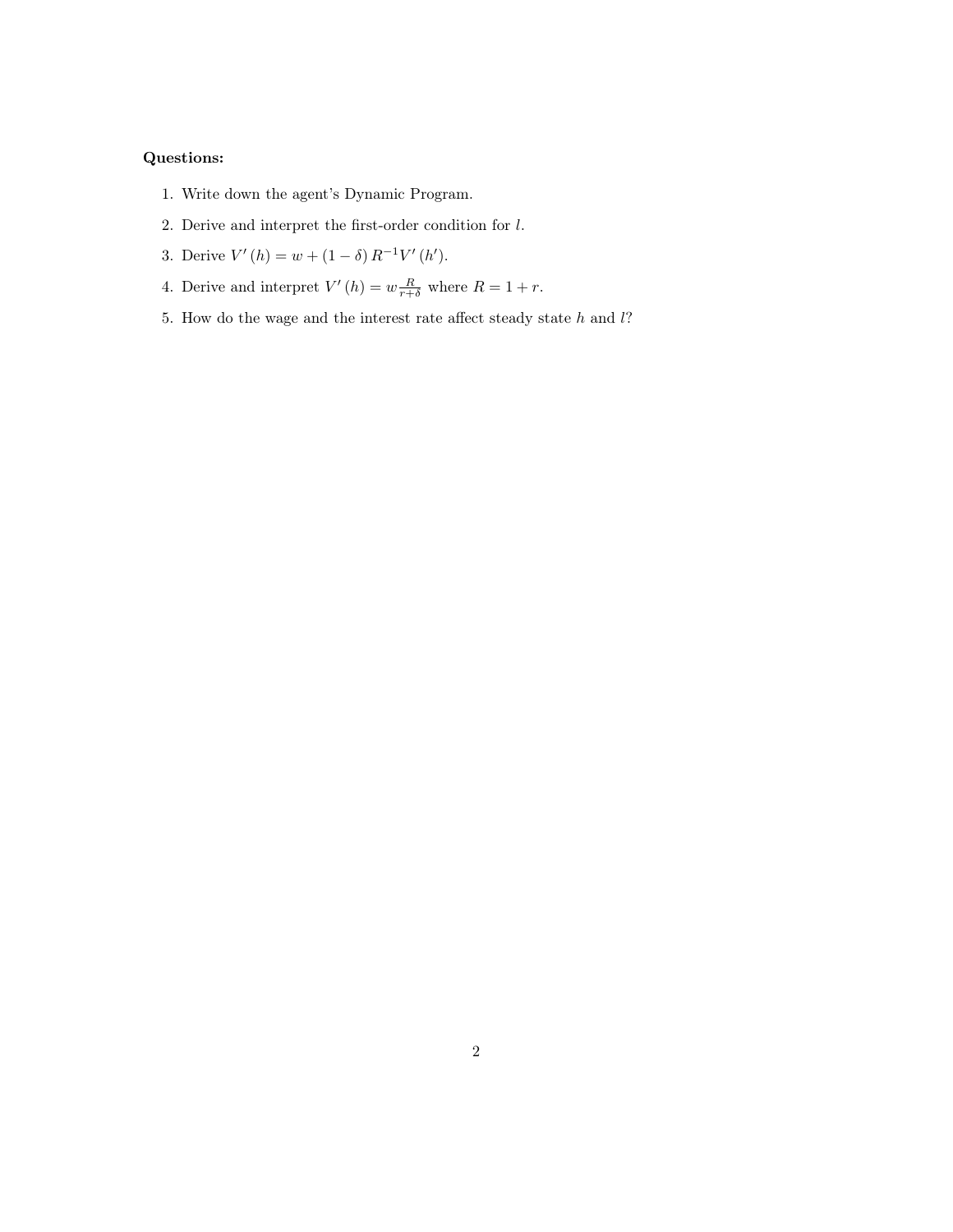**Questions:**

1. Write down the agent's Dynamic Program.
2. Derive and interpret the first-order condition for $l$.
3. Derive $V'(h) = w + (1-\delta) R^{-1} V'(h')$.
4. Derive and interpret $V'(h) = w \frac{R}{r+\delta}$ where $R = 1 + r$.
5. How do the wage and the interest rate affect steady state $h$ and $l$?